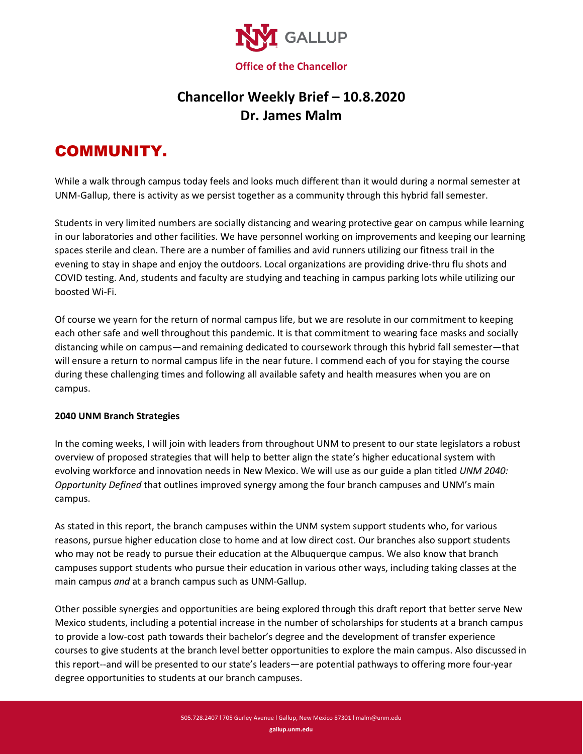GALLUP

**Office of the Chancellor**

# Chancellor Weekly Brief – 10.8.2020
# Dr. James Malm

## COMMUNITY.

While a walk through campus today feels and looks much different than it would during a normal semester at UNM-Gallup, there is activity as we persist together as a community through this hybrid fall semester.

Students in very limited numbers are socially distancing and wearing protective gear on campus while learning in our laboratories and other facilities. We have personnel working on improvements and keeping our learning spaces sterile and clean. There are a number of families and avid runners utilizing our fitness trail in the evening to stay in shape and enjoy the outdoors. Local organizations are providing drive-thru flu shots and COVID testing. And, students and faculty are studying and teaching in campus parking lots while utilizing our boosted Wi-Fi.

Of course we yearn for the return of normal campus life, but we are resolute in our commitment to keeping each other safe and well throughout this pandemic. It is that commitment to wearing face masks and socially distancing while on campus—and remaining dedicated to coursework through this hybrid fall semester—that will ensure a return to normal campus life in the near future. I commend each of you for staying the course during these challenging times and following all available safety and health measures when you are on campus.

**2040 UNM Branch Strategies**

In the coming weeks, I will join with leaders from throughout UNM to present to our state legislators a robust overview of proposed strategies that will help to better align the state's higher educational system with evolving workforce and innovation needs in New Mexico. We will use as our guide a plan titled *UNM 2040: Opportunity Defined* that outlines improved synergy among the four branch campuses and UNM's main campus.

As stated in this report, the branch campuses within the UNM system support students who, for various reasons, pursue higher education close to home and at low direct cost. Our branches also support students who may not be ready to pursue their education at the Albuquerque campus. We also know that branch campuses support students who pursue their education in various other ways, including taking classes at the main campus *and* at a branch campus such as UNM-Gallup.

Other possible synergies and opportunities are being explored through this draft report that better serve New Mexico students, including a potential increase in the number of scholarships for students at a branch campus to provide a low-cost path towards their bachelor's degree and the development of transfer experience courses to give students at the branch level better opportunities to explore the main campus. Also discussed in this report--and will be presented to our state's leaders—are potential pathways to offering more four-year degree opportunities to students at our branch campuses.

505.728.2407 l 705 Gurley Avenue l Gallup, New Mexico 87301 l malm@unm.edu

gallup.unm.edu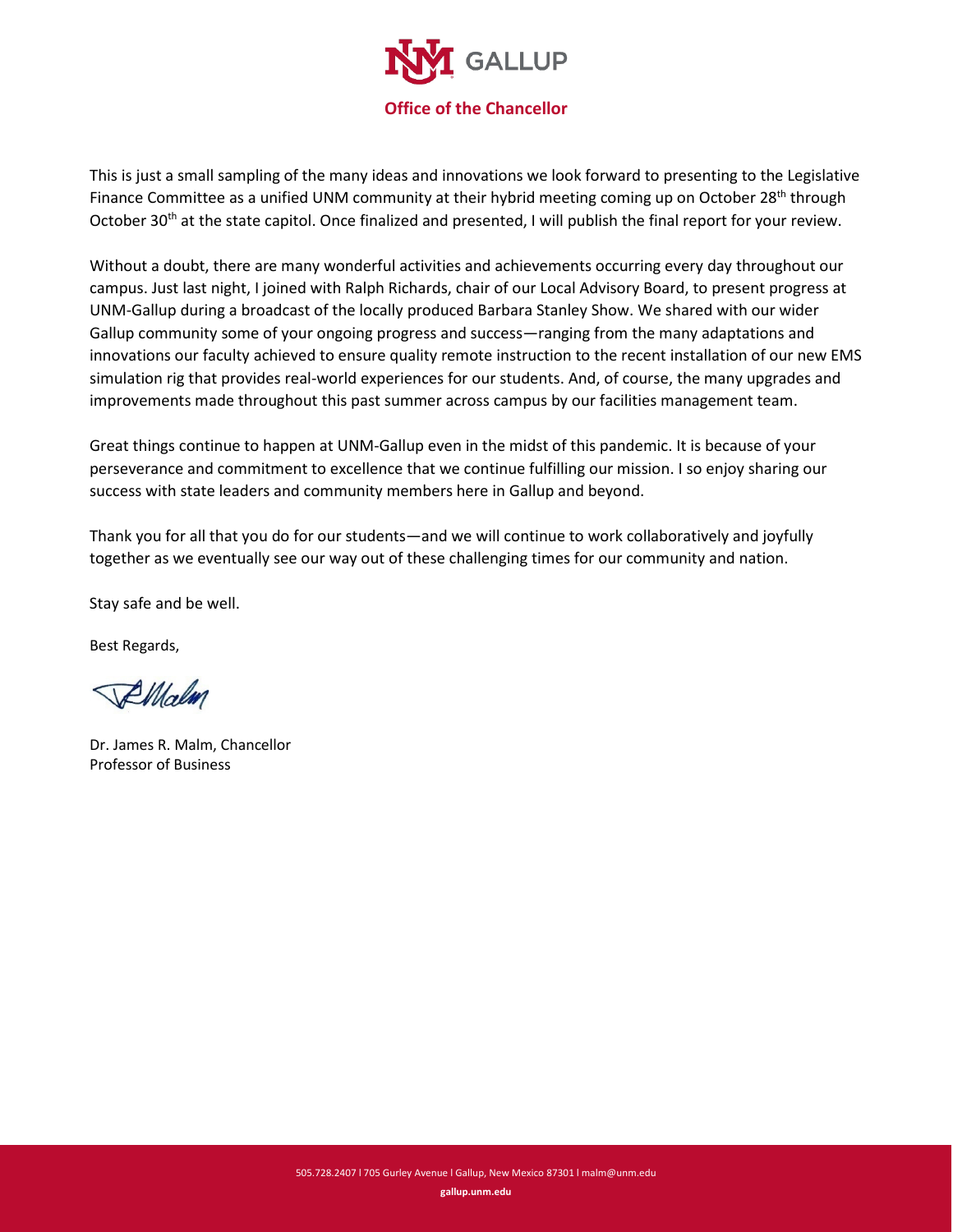This is just a small sampling of the many ideas and innovations we look forward to presenting to the Legislative Finance Committee as a unified UNM community at their hybrid meeting coming up on October 28th through October 30th at the state capitol. Once finalized and presented, I will publish the final report for your review.

Without a doubt, there are many wonderful activities and achievements occurring every day throughout our campus. Just last night, I joined with Ralph Richards, chair of our Local Advisory Board, to present progress at UNM-Gallup during a broadcast of the locally produced Barbara Stanley Show. We shared with our wider Gallup community some of your ongoing progress and success—ranging from the many adaptations and innovations our faculty achieved to ensure quality remote instruction to the recent installation of our new EMS simulation rig that provides real-world experiences for our students. And, of course, the many upgrades and improvements made throughout this past summer across campus by our facilities management team.

Great things continue to happen at UNM-Gallup even in the midst of this pandemic. It is because of your perseverance and commitment to excellence that we continue fulfilling our mission. I so enjoy sharing our success with state leaders and community members here in Gallup and beyond.

Thank you for all that you do for our students—and we will continue to work collaboratively and joyfully together as we eventually see our way out of these challenging times for our community and nation.

Stay safe and be well.

Best Regards,

Dr. James R. Malm, Chancellor
Professor of Business